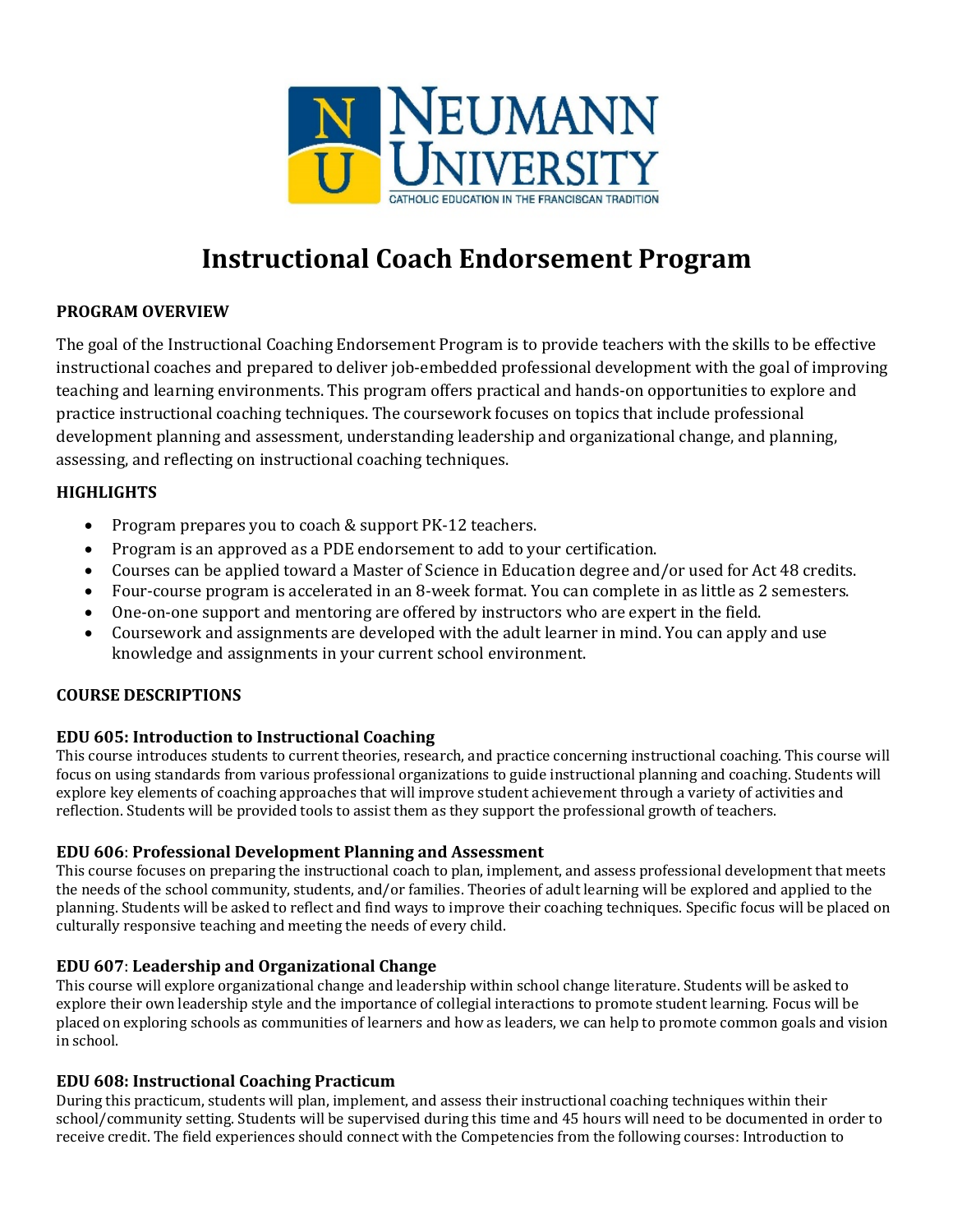# Instructional Coach Endorsement Program

## PROGRAM OVERVIEW

The goal of the Instructional Coaching Endorsement Program is to provide teachers with the skills to be effective instructional coaches and prepared to deliver job-embedded professional development with the goal of improving teaching and learning environments. This program offers practical and hands-on opportunities to explore and practice instructional coaching techniques. The coursework focuses on topics that include professional development planning and assessment, understanding leadership and organizational change, and planning, assessing, and reflecting on instructional coaching techniques.

## HIGHLIGHTS

- Program prepares you to coach & support PK-12 teachers.
- Program is an approved as a PDE endorsement to add to your certification.
- Courses can be applied toward a Master of Science in Education degree and/or used for Act 48 credits.
- Four-course program is accelerated in an 8-week format. You can complete in as little as 2 semesters.
- One-on-one support and mentoring are offered by instructors who are expert in the field.
- Coursework and assignments are developed with the adult learner in mind. You can apply and use knowledge and assignments in your current school environment.

## COURSE DESCRIPTIONS

### EDU 605: Introduction to Instructional Coaching

This course introduces students to current theories, research, and practice concerning instructional coaching. This course will focus on using standards from various professional organizations to guide instructional planning and coaching. Students will explore key elements of coaching approaches that will improve student achievement through a variety of activities and reflection. Students will be provided tools to assist them as they support the professional growth of teachers.

### EDU 606: Professional Development Planning and Assessment

This course focuses on preparing the instructional coach to plan, implement, and assess professional development that meets the needs of the school community, students, and/or families. Theories of adult learning will be explored and applied to the planning. Students will be asked to reflect and find ways to improve their coaching techniques. Specific focus will be placed on culturally responsive teaching and meeting the needs of every child.

### EDU 607: Leadership and Organizational Change

This course will explore organizational change and leadership within school change literature. Students will be asked to explore their own leadership style and the importance of collegial interactions to promote student learning. Focus will be placed on exploring schools as communities of learners and how as leaders, we can help to promote common goals and vision in school.

### EDU 608: Instructional Coaching Practicum

During this practicum, students will plan, implement, and assess their instructional coaching techniques within their school/community setting. Students will be supervised during this time and 45 hours will need to be documented in order to receive credit. The field experiences should connect with the Competencies from the following courses: Introduction to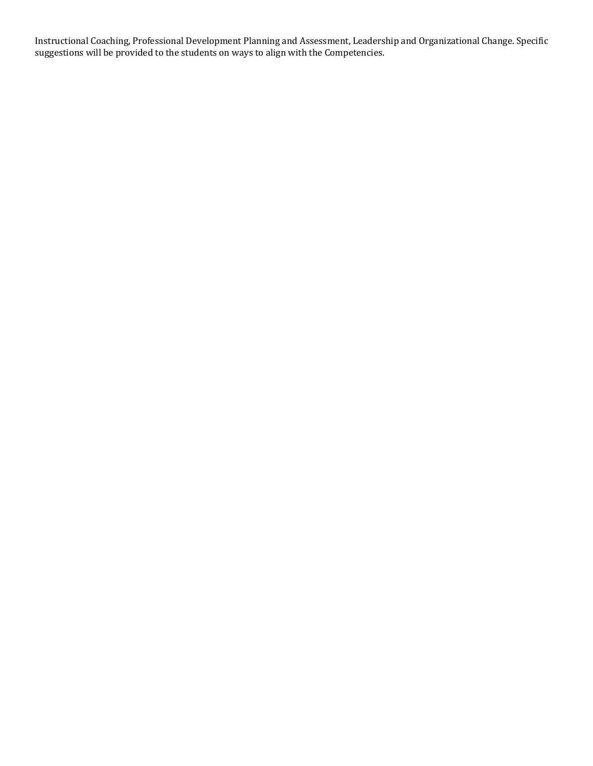Instructional Coaching, Professional Development Planning and Assessment, Leadership and Organizational Change. Specific suggestions will be provided to the students on ways to align with the Competencies.